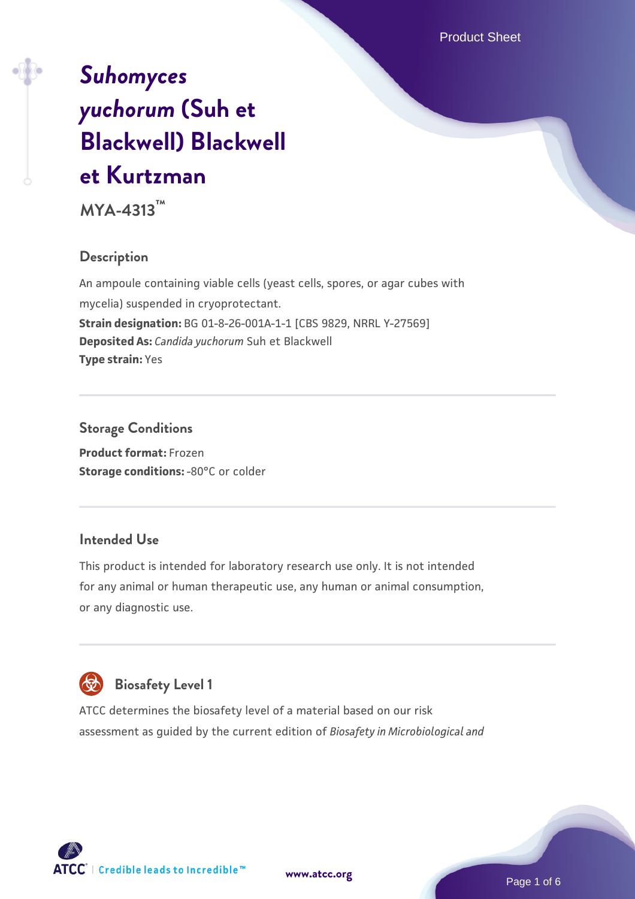# *Suhomyces yuchorum* (Suh et Blackwell) Blackwell et Kurtzman

**MYA-4313™**

## Description

An ampoule containing viable cells (yeast cells, spores, or agar cubes with mycelia) suspended in cryoprotectant.

**Strain designation:** BG 01-8-26-001A-1-1 [CBS 9829, NRRL Y-27569]
**Deposited As:** *Candida yuchorum* Suh et Blackwell
**Type strain:** Yes

## Storage Conditions

**Product format:** Frozen
**Storage conditions:** -80°C or colder

## Intended Use

This product is intended for laboratory research use only. It is not intended for any animal or human therapeutic use, any human or animal consumption, or any diagnostic use.

## Biosafety Level 1

ATCC determines the biosafety level of a material based on our risk assessment as guided by the current edition of *Biosafety in Microbiological and*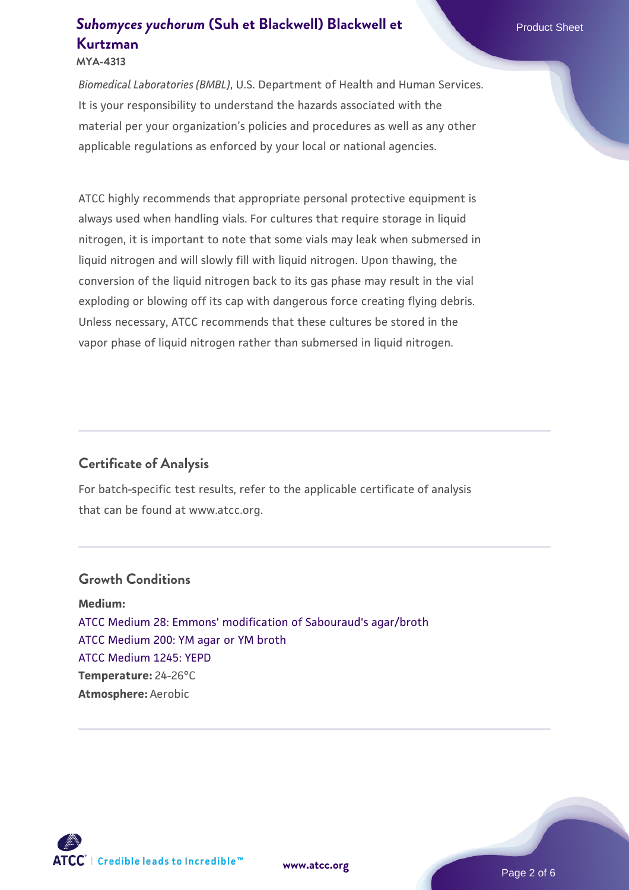*Biomedical Laboratories (BMBL)*, U.S. Department of Health and Human Services. It is your responsibility to understand the hazards associated with the material per your organization's policies and procedures as well as any other applicable regulations as enforced by your local or national agencies.

ATCC highly recommends that appropriate personal protective equipment is always used when handling vials. For cultures that require storage in liquid nitrogen, it is important to note that some vials may leak when submersed in liquid nitrogen and will slowly fill with liquid nitrogen. Upon thawing, the conversion of the liquid nitrogen back to its gas phase may result in the vial exploding or blowing off its cap with dangerous force creating flying debris. Unless necessary, ATCC recommends that these cultures be stored in the vapor phase of liquid nitrogen rather than submersed in liquid nitrogen.

## Certificate of Analysis

For batch-specific test results, refer to the applicable certificate of analysis that can be found at www.atcc.org.

## Growth Conditions

**Medium:**
ATCC Medium 28: Emmons' modification of Sabouraud's agar/broth
ATCC Medium 200: YM agar or YM broth
ATCC Medium 1245: YEPD
**Temperature:** 24-26°C
**Atmosphere:** Aerobic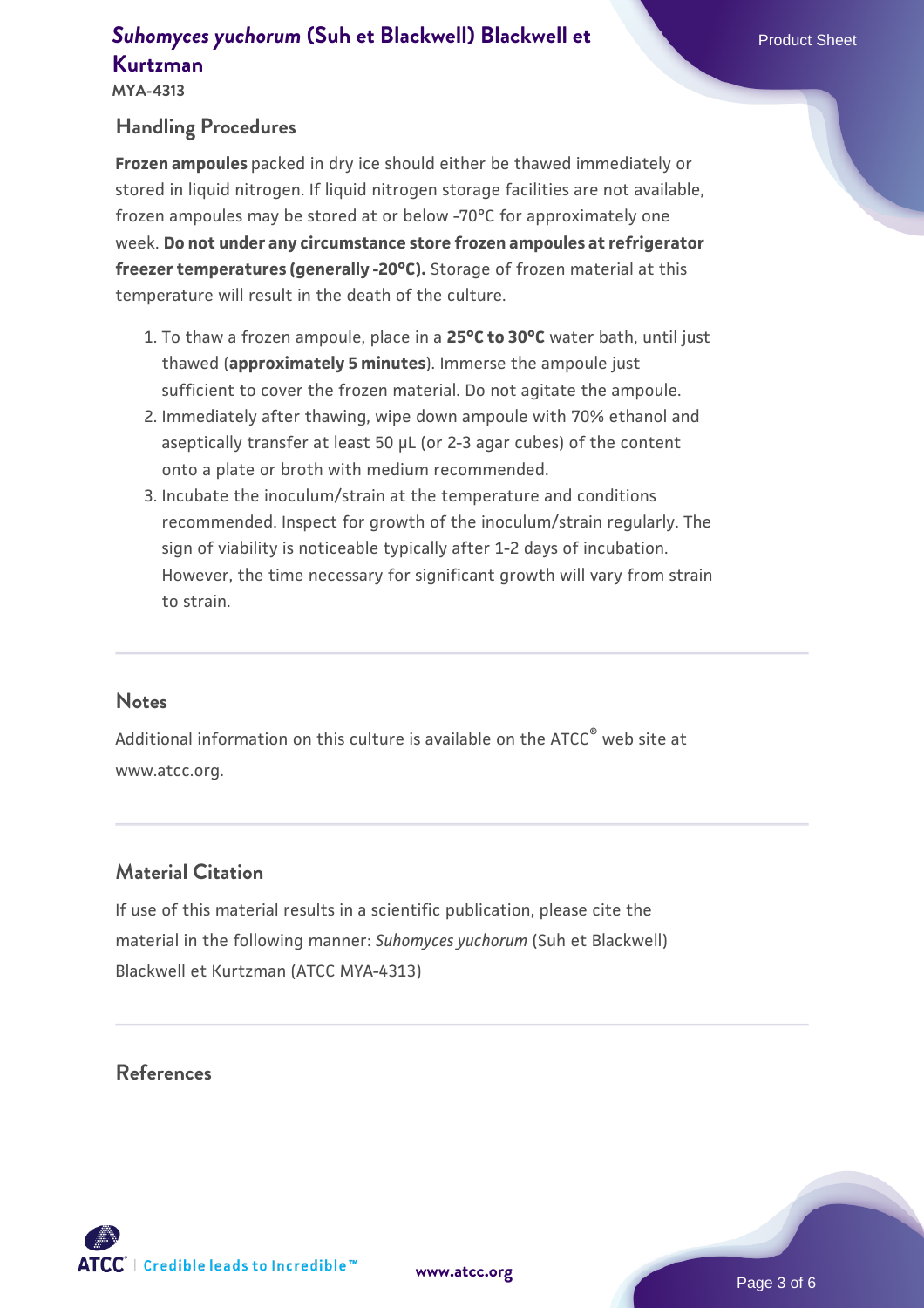## Handling Procedures

**Frozen ampoules** packed in dry ice should either be thawed immediately or stored in liquid nitrogen. If liquid nitrogen storage facilities are not available, frozen ampoules may be stored at or below -70°C for approximately one week. **Do not under any circumstance store frozen ampoules at refrigerator freezer temperatures (generally -20°C).** Storage of frozen material at this temperature will result in the death of the culture.

1. To thaw a frozen ampoule, place in a **25°C to 30°C** water bath, until just thawed (**approximately 5 minutes**). Immerse the ampoule just sufficient to cover the frozen material. Do not agitate the ampoule.
2. Immediately after thawing, wipe down ampoule with 70% ethanol and aseptically transfer at least 50 µL (or 2-3 agar cubes) of the content onto a plate or broth with medium recommended.
3. Incubate the inoculum/strain at the temperature and conditions recommended. Inspect for growth of the inoculum/strain regularly. The sign of viability is noticeable typically after 1-2 days of incubation. However, the time necessary for significant growth will vary from strain to strain.

## Notes

Additional information on this culture is available on the ATCC® web site at www.atcc.org.

## Material Citation

If use of this material results in a scientific publication, please cite the material in the following manner: *Suhomyces yuchorum* (Suh et Blackwell) Blackwell et Kurtzman (ATCC MYA-4313)

## References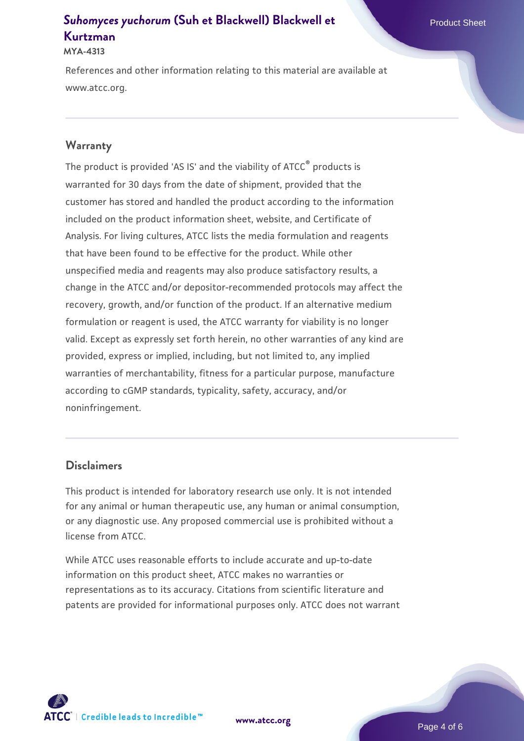References and other information relating to this material are available at www.atcc.org.

## Warranty

The product is provided 'AS IS' and the viability of ATCC® products is warranted for 30 days from the date of shipment, provided that the customer has stored and handled the product according to the information included on the product information sheet, website, and Certificate of Analysis. For living cultures, ATCC lists the media formulation and reagents that have been found to be effective for the product. While other unspecified media and reagents may also produce satisfactory results, a change in the ATCC and/or depositor-recommended protocols may affect the recovery, growth, and/or function of the product. If an alternative medium formulation or reagent is used, the ATCC warranty for viability is no longer valid. Except as expressly set forth herein, no other warranties of any kind are provided, express or implied, including, but not limited to, any implied warranties of merchantability, fitness for a particular purpose, manufacture according to cGMP standards, typicality, safety, accuracy, and/or noninfringement.

## Disclaimers

This product is intended for laboratory research use only. It is not intended for any animal or human therapeutic use, any human or animal consumption, or any diagnostic use. Any proposed commercial use is prohibited without a license from ATCC.

While ATCC uses reasonable efforts to include accurate and up-to-date information on this product sheet, ATCC makes no warranties or representations as to its accuracy. Citations from scientific literature and patents are provided for informational purposes only. ATCC does not warrant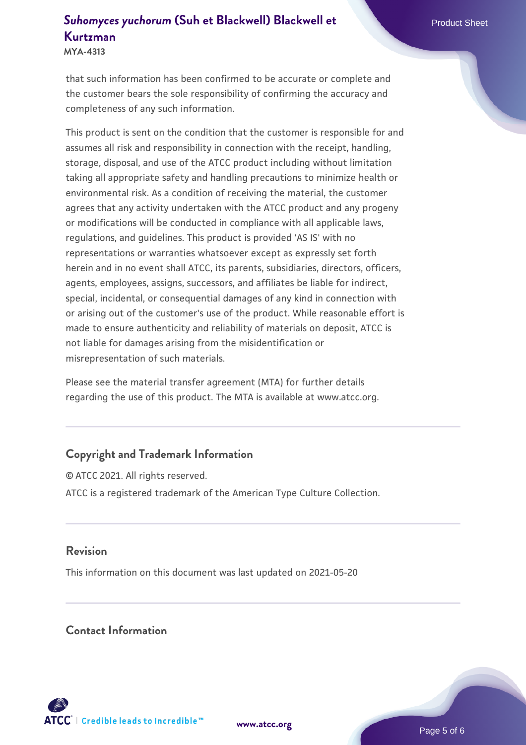that such information has been confirmed to be accurate or complete and the customer bears the sole responsibility of confirming the accuracy and completeness of any such information.

This product is sent on the condition that the customer is responsible for and assumes all risk and responsibility in connection with the receipt, handling, storage, disposal, and use of the ATCC product including without limitation taking all appropriate safety and handling precautions to minimize health or environmental risk. As a condition of receiving the material, the customer agrees that any activity undertaken with the ATCC product and any progeny or modifications will be conducted in compliance with all applicable laws, regulations, and guidelines. This product is provided 'AS IS' with no representations or warranties whatsoever except as expressly set forth herein and in no event shall ATCC, its parents, subsidiaries, directors, officers, agents, employees, assigns, successors, and affiliates be liable for indirect, special, incidental, or consequential damages of any kind in connection with or arising out of the customer's use of the product. While reasonable effort is made to ensure authenticity and reliability of materials on deposit, ATCC is not liable for damages arising from the misidentification or misrepresentation of such materials.

Please see the material transfer agreement (MTA) for further details regarding the use of this product. The MTA is available at www.atcc.org.

## Copyright and Trademark Information

© ATCC 2021. All rights reserved.

ATCC is a registered trademark of the American Type Culture Collection.

## Revision

This information on this document was last updated on 2021-05-20

## Contact Information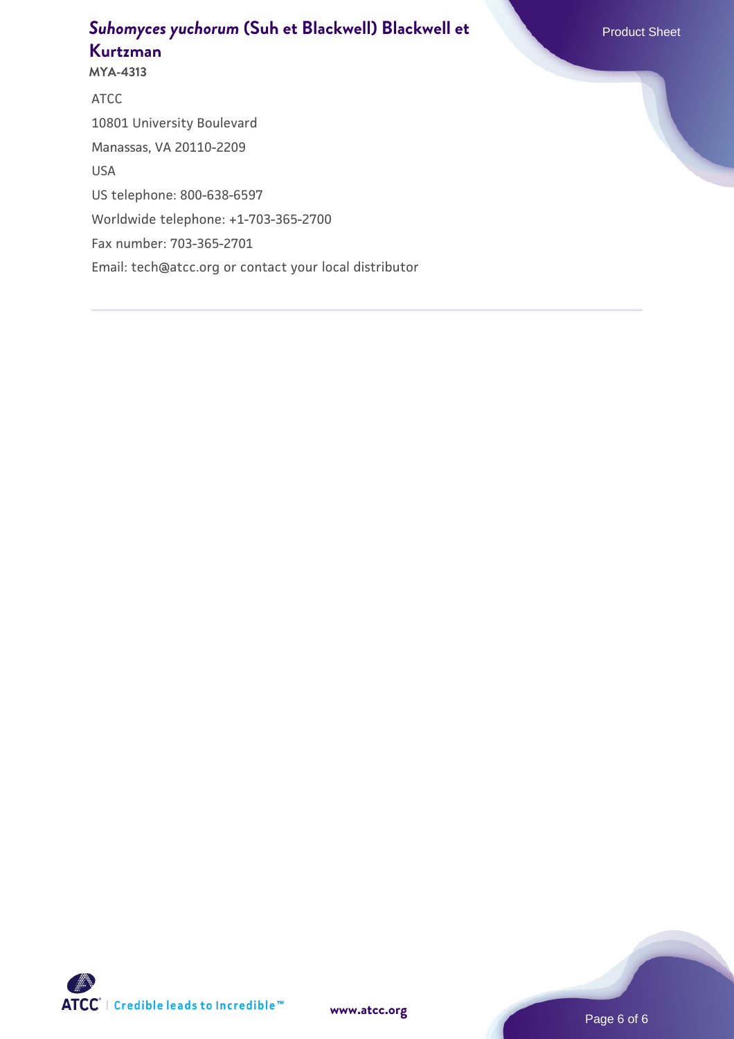ATCC

10801 University Boulevard

Manassas, VA 20110-2209

USA

US telephone: 800-638-6597

Worldwide telephone: +1-703-365-2700

Fax number: 703-365-2701

Email: tech@atcc.org or contact your local distributor